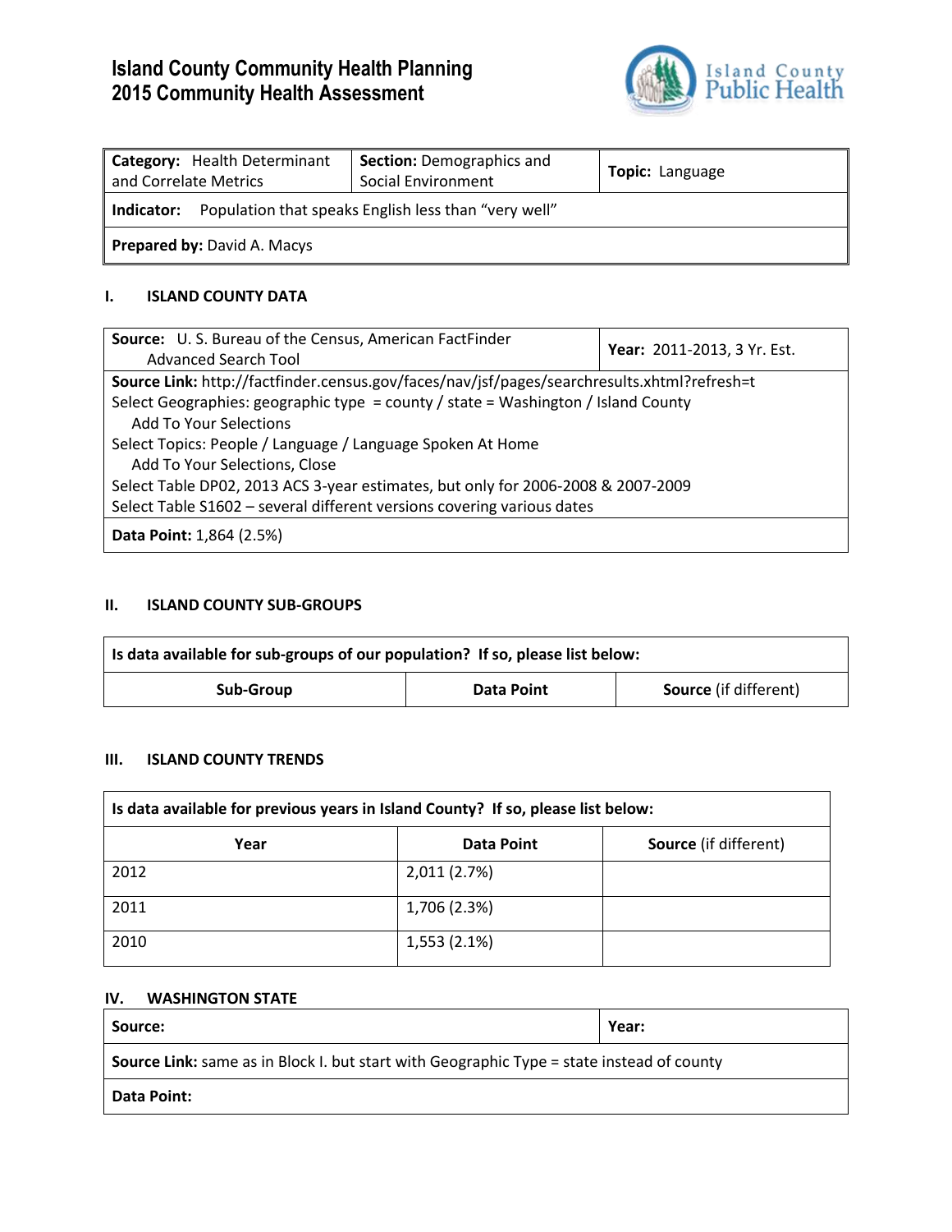# Island County Community Health Planning
# 2015 Community Health Assessment

| **Category:** Health Determinant and Correlate Metrics | **Section:** Demographics and Social Environment | **Topic:** Language |
|---|---|---|
| **Indicator:** Population that speaks English less than "very well" | | |
| **Prepared by:** David A. Macys | | |

## I. ISLAND COUNTY DATA

| **Source:** U. S. Bureau of the Census, American FactFinder Advanced Search Tool | **Year:** 2011-2013, 3 Yr. Est. |
|---|---|
| **Source Link:** http://factfinder.census.gov/faces/nav/jsf/pages/searchresults.xhtml?refresh=t<br>Select Geographies: geographic type = county / state = Washington / Island County<br>Add To Your Selections<br>Select Topics: People / Language / Language Spoken At Home<br>Add To Your Selections, Close<br>Select Table DP02, 2013 ACS 3-year estimates, but only for 2006-2008 & 2007-2009<br>Select Table S1602 – several different versions covering various dates | |
| **Data Point:** 1,864 (2.5%) | |

## II. ISLAND COUNTY SUB-GROUPS

| **Is data available for sub-groups of our population? If so, please list below:** | | |
|---|---|---|
| **Sub-Group** | **Data Point** | **Source** (if different) |

## III. ISLAND COUNTY TRENDS

| **Is data available for previous years in Island County? If so, please list below:** | | |
|---|---|---|
| **Year** | **Data Point** | **Source** (if different) |
| 2012 | 2,011 (2.7%) | |
| 2011 | 1,706 (2.3%) | |
| 2010 | 1,553 (2.1%) | |

## IV. WASHINGTON STATE

| **Source:** | **Year:** |
|---|---|
| **Source Link:** same as in Block I. but start with Geographic Type = state instead of county | |
| **Data Point:** | |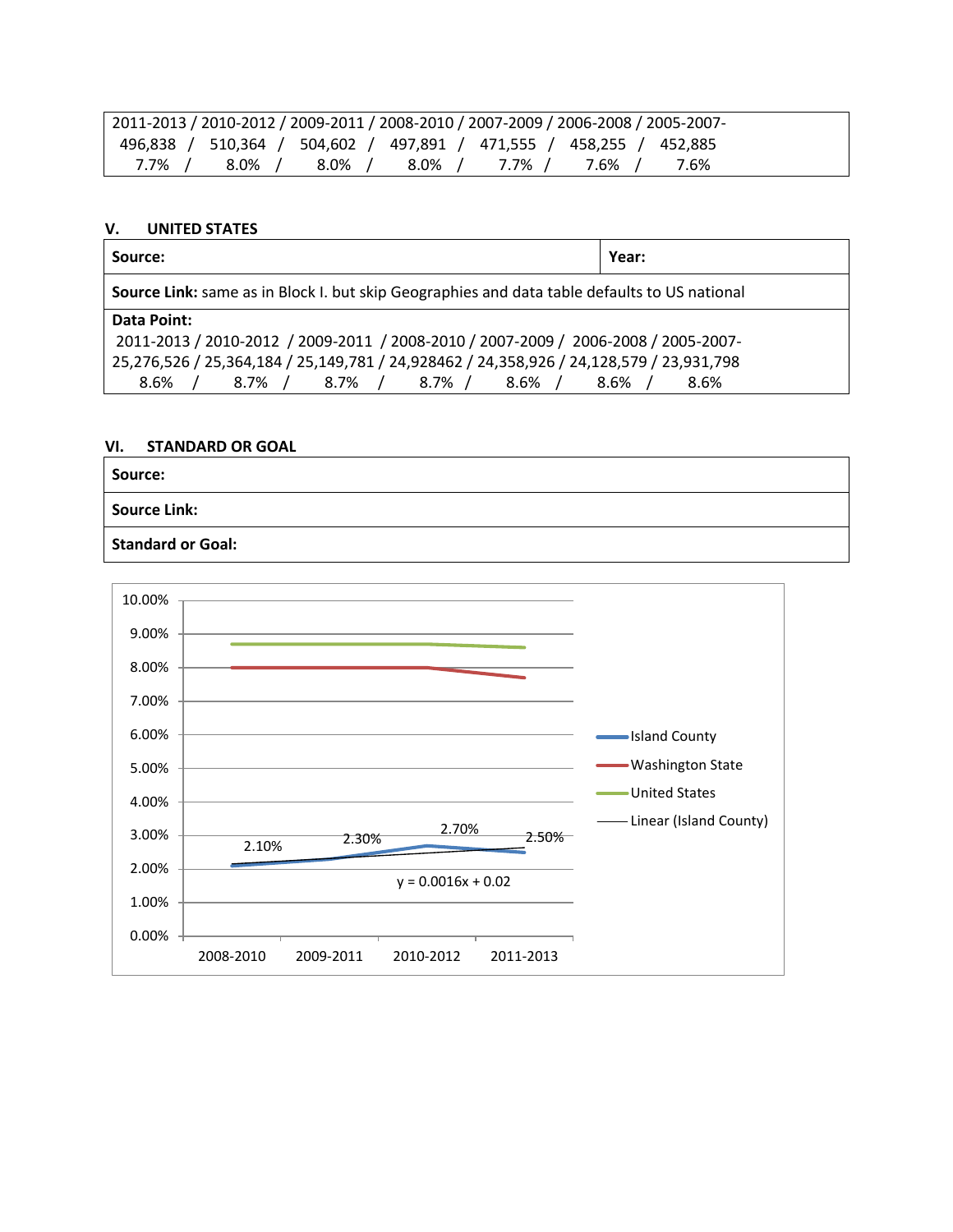| |
|---|
| 2011-2013 / 2010-2012 / 2009-2011 / 2008-2010 / 2007-2009 / 2006-2008 / 2005-2007- <br> 496,838 / 510,364 / 504,602 / 497,891 / 471,555 / 458,255 / 452,885 <br> 7.7% / 8.0% / 8.0% / 8.0% / 7.7% / 7.6% / 7.6% |

## V. UNITED STATES

| Source: | Year: |
|---|---|
| **Source Link:** same as in Block I. but skip Geographies and data table defaults to US national | |
| **Data Point:** <br> 2011-2013 / 2010-2012 / 2009-2011 / 2008-2010 / 2007-2009 / 2006-2008 / 2005-2007- <br> 25,276,526 / 25,364,184 / 25,149,781 / 24,928462 / 24,358,926 / 24,128,579 / 23,931,798 <br> 8.6% / 8.7% / 8.7% / 8.7% / 8.6% / 8.6% / 8.6% | |

## VI. STANDARD OR GOAL

| Source: |
|---|
| **Source Link:** |
| **Standard or Goal:** |

10.00%
9.00%
8.00%
7.00%
6.00%
5.00%
4.00%
3.00%
2.00%
1.00%
0.00%

2.10%
2.30%
2.70%
2.50%
y = 0.0016x + 0.02

2008-2010
2009-2011
2010-2012
2011-2013

Island County
Washington State
United States
Linear (Island County)